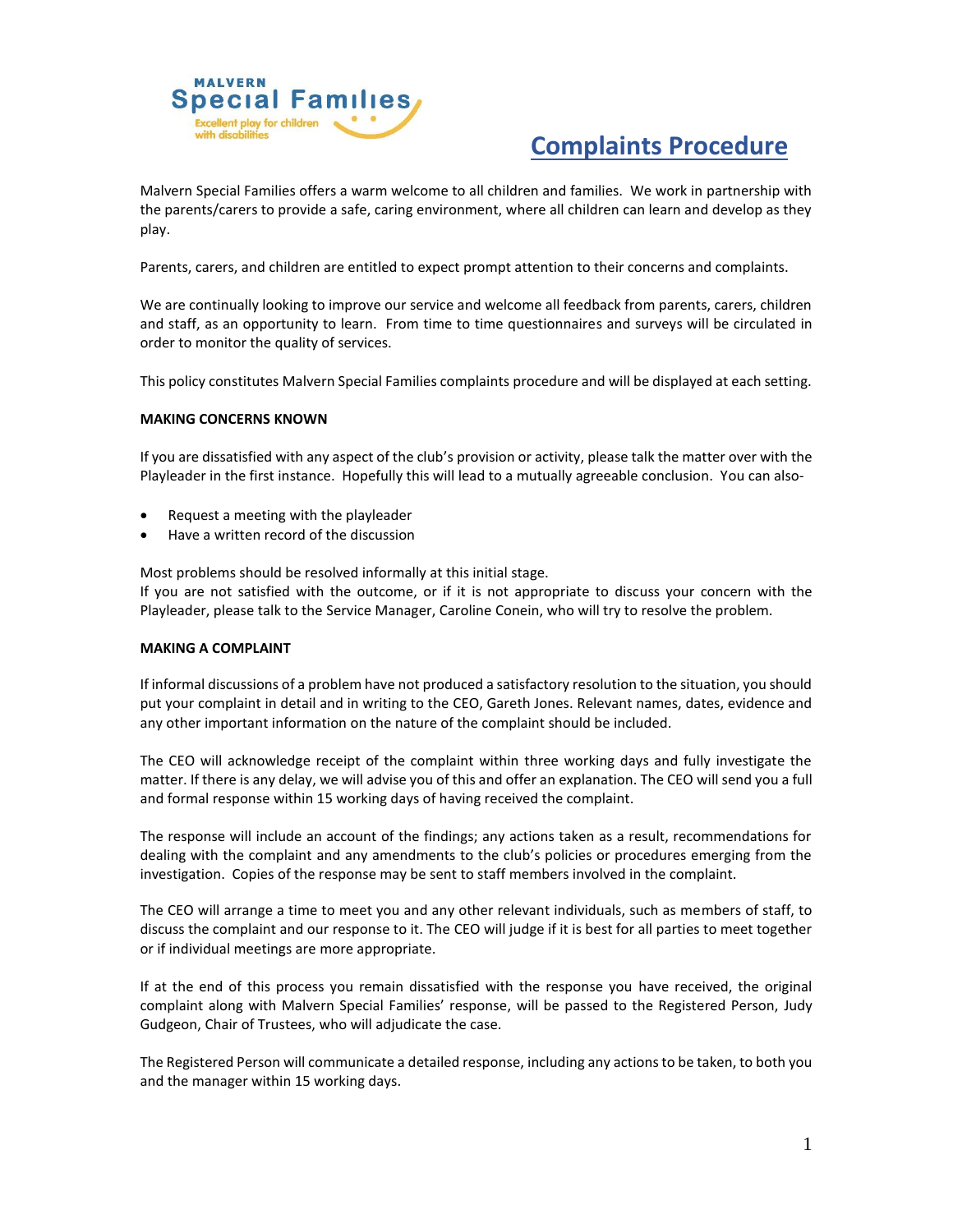MALVERN Special Families

Excellent play for children with disabilities

# Complaints Procedure

Malvern Special Families offers a warm welcome to all children and families. We work in partnership with the parents/carers to provide a safe, caring environment, where all children can learn and develop as they play.

Parents, carers, and children are entitled to expect prompt attention to their concerns and complaints.

We are continually looking to improve our service and welcome all feedback from parents, carers, children and staff, as an opportunity to learn. From time to time questionnaires and surveys will be circulated in order to monitor the quality of services.

This policy constitutes Malvern Special Families complaints procedure and will be displayed at each setting.

**MAKING CONCERNS KNOWN**

If you are dissatisfied with any aspect of the club's provision or activity, please talk the matter over with the Playleader in the first instance. Hopefully this will lead to a mutually agreeable conclusion. You can also-

- Request a meeting with the playleader
- Have a written record of the discussion

Most problems should be resolved informally at this initial stage.
If you are not satisfied with the outcome, or if it is not appropriate to discuss your concern with the Playleader, please talk to the Service Manager, Caroline Conein, who will try to resolve the problem.

**MAKING A COMPLAINT**

If informal discussions of a problem have not produced a satisfactory resolution to the situation, you should put your complaint in detail and in writing to the CEO, Gareth Jones. Relevant names, dates, evidence and any other important information on the nature of the complaint should be included.

The CEO will acknowledge receipt of the complaint within three working days and fully investigate the matter. If there is any delay, we will advise you of this and offer an explanation. The CEO will send you a full and formal response within 15 working days of having received the complaint.

The response will include an account of the findings; any actions taken as a result, recommendations for dealing with the complaint and any amendments to the club's policies or procedures emerging from the investigation. Copies of the response may be sent to staff members involved in the complaint.

The CEO will arrange a time to meet you and any other relevant individuals, such as members of staff, to discuss the complaint and our response to it. The CEO will judge if it is best for all parties to meet together or if individual meetings are more appropriate.

If at the end of this process you remain dissatisfied with the response you have received, the original complaint along with Malvern Special Families' response, will be passed to the Registered Person, Judy Gudgeon, Chair of Trustees, who will adjudicate the case.

The Registered Person will communicate a detailed response, including any actions to be taken, to both you and the manager within 15 working days.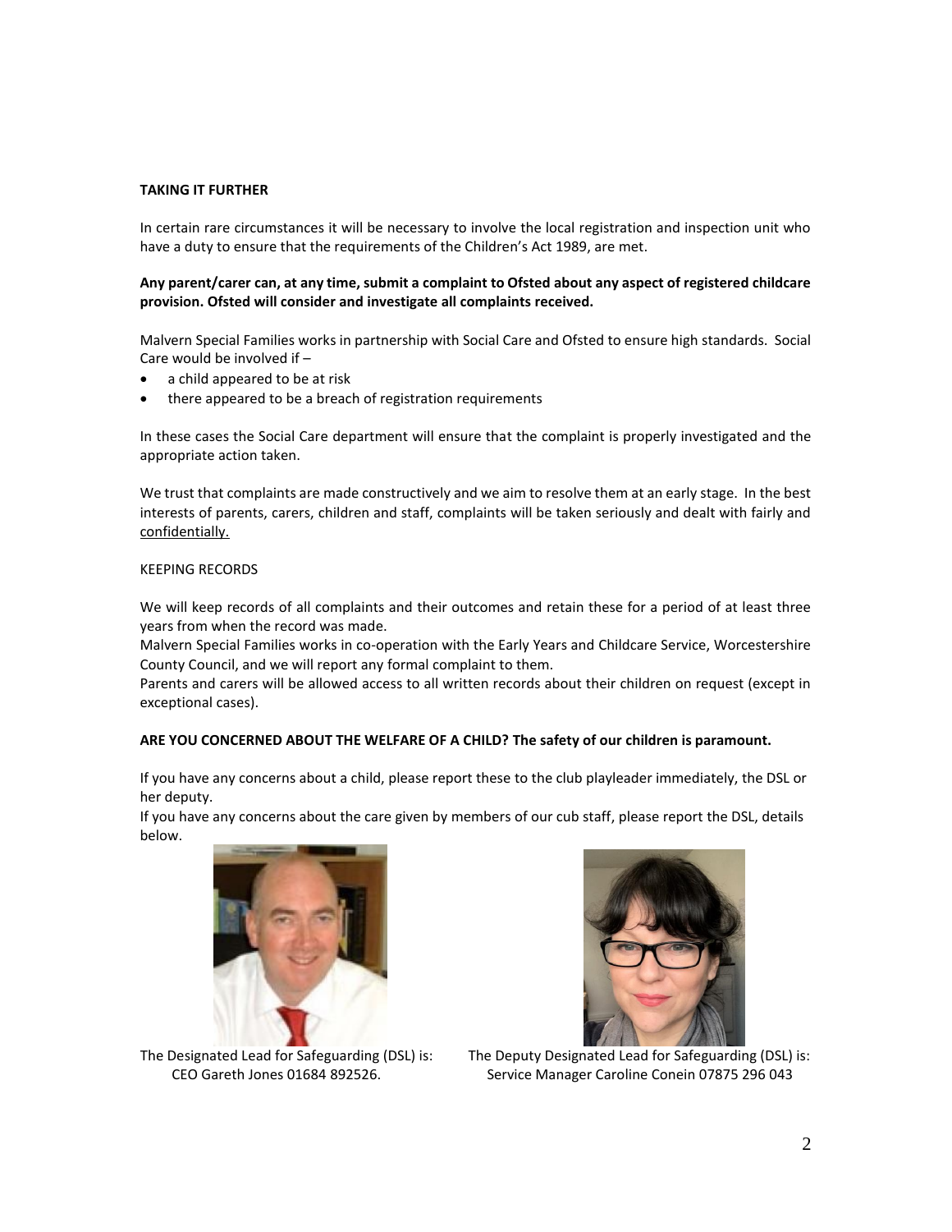**TAKING IT FURTHER**

In certain rare circumstances it will be necessary to involve the local registration and inspection unit who have a duty to ensure that the requirements of the Children's Act 1989, are met.

**Any parent/carer can, at any time, submit a complaint to Ofsted about any aspect of registered childcare provision. Ofsted will consider and investigate all complaints received.**

Malvern Special Families works in partnership with Social Care and Ofsted to ensure high standards. Social Care would be involved if –

- a child appeared to be at risk
- there appeared to be a breach of registration requirements

In these cases the Social Care department will ensure that the complaint is properly investigated and the appropriate action taken.

We trust that complaints are made constructively and we aim to resolve them at an early stage. In the best interests of parents, carers, children and staff, complaints will be taken seriously and dealt with fairly and confidentially.

KEEPING RECORDS

We will keep records of all complaints and their outcomes and retain these for a period of at least three years from when the record was made.

Malvern Special Families works in co-operation with the Early Years and Childcare Service, Worcestershire County Council, and we will report any formal complaint to them.

Parents and carers will be allowed access to all written records about their children on request (except in exceptional cases).

**ARE YOU CONCERNED ABOUT THE WELFARE OF A CHILD? The safety of our children is paramount.**

If you have any concerns about a child, please report these to the club playleader immediately, the DSL or her deputy.

If you have any concerns about the care given by members of our cub staff, please report the DSL, details below.

The Designated Lead for Safeguarding (DSL) is:
CEO Gareth Jones 01684 892526.

The Deputy Designated Lead for Safeguarding (DSL) is:
Service Manager Caroline Conein 07875 296 043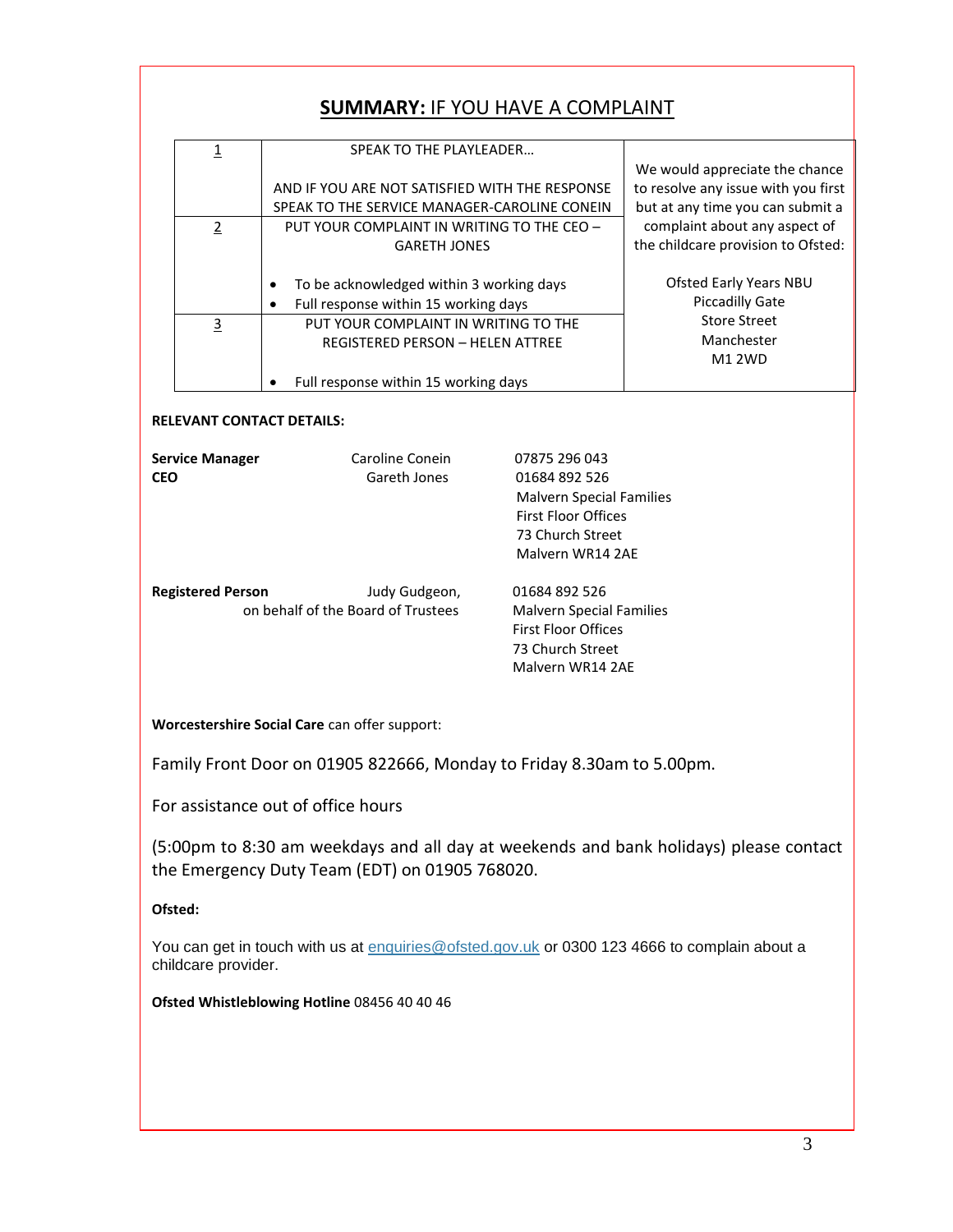## **SUMMARY:** IF YOU HAVE A COMPLAINT

| | | |
|---|---|---|
| 1 | SPEAK TO THE PLAYLEADER…<br><br>AND IF YOU ARE NOT SATISFIED WITH THE RESPONSE SPEAK TO THE SERVICE MANAGER-CAROLINE CONEIN | We would appreciate the chance to resolve any issue with you first but at any time you can submit a complaint about any aspect of the childcare provision to Ofsted:<br><br>Ofsted Early Years NBU<br>Piccadilly Gate<br>Store Street<br>Manchester<br>M1 2WD |
| 2 | PUT YOUR COMPLAINT IN WRITING TO THE CEO – GARETH JONES<br><br>• To be acknowledged within 3 working days<br>• Full response within 15 working days | |
| 3 | PUT YOUR COMPLAINT IN WRITING TO THE REGISTERED PERSON – HELEN ATTREE<br><br>• Full response within 15 working days | |

**RELEVANT CONTACT DETAILS:**

| | | |
|---|---|---|
| **Service Manager** | Caroline Conein | 07875 296 043 |
| **CEO** | Gareth Jones | 01684 892 526<br>Malvern Special Families<br>First Floor Offices<br>73 Church Street<br>Malvern WR14 2AE |
| **Registered Person** | Judy Gudgeon, on behalf of the Board of Trustees | 01684 892 526<br>Malvern Special Families<br>First Floor Offices<br>73 Church Street<br>Malvern WR14 2AE |

**Worcestershire Social Care** can offer support:

Family Front Door on 01905 822666, Monday to Friday 8.30am to 5.00pm.

For assistance out of office hours

(5:00pm to 8:30 am weekdays and all day at weekends and bank holidays) please contact the Emergency Duty Team (EDT) on 01905 768020.

**Ofsted:**

You can get in touch with us at enquiries@ofsted.gov.uk or 0300 123 4666 to complain about a childcare provider.

**Ofsted Whistleblowing Hotline** 08456 40 40 46